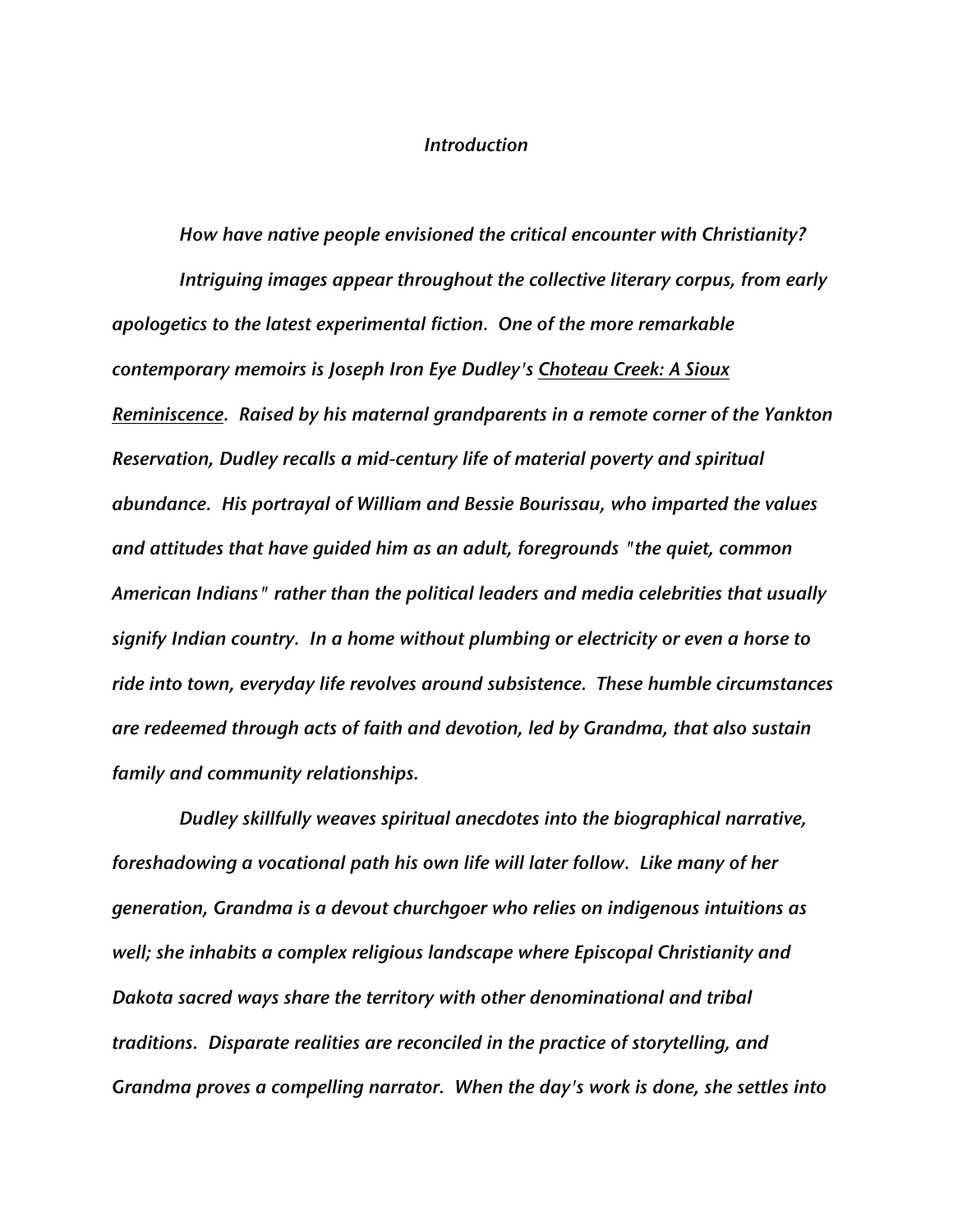# *Introduction*

*How have native people envisioned the critical encounter with Christianity?*

*Intriguing images appear throughout the collective literary corpus, from early apologetics to the latest experimental fiction. One of the more remarkable contemporary memoirs is Joseph Iron Eye Dudley's Choteau Creek: A Sioux Reminiscence. Raised by his maternal grandparents in a remote corner of the Yankton Reservation, Dudley recalls a mid-century life of material poverty and spiritual abundance. His portrayal of William and Bessie Bourissau, who imparted the values and attitudes that have guided him as an adult, foregrounds "the quiet, common American Indians" rather than the political leaders and media celebrities that usually signify Indian country. In a home without plumbing or electricity or even a horse to ride into town, everyday life revolves around subsistence. These humble circumstances are redeemed through acts of faith and devotion, led by Grandma, that also sustain family and community relationships.*

*Dudley skillfully weaves spiritual anecdotes into the biographical narrative, foreshadowing a vocational path his own life will later follow. Like many of her generation, Grandma is a devout churchgoer who relies on indigenous intuitions as well; she inhabits a complex religious landscape where Episcopal Christianity and Dakota sacred ways share the territory with other denominational and tribal traditions. Disparate realities are reconciled in the practice of storytelling, and Grandma proves a compelling narrator. When the day's work is done, she settles into*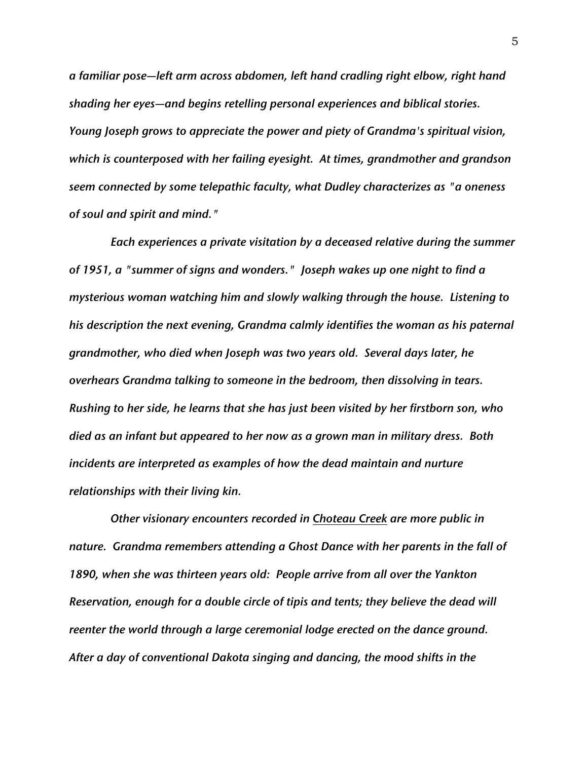*a familiar pose—left arm across abdomen, left hand cradling right elbow, right hand shading her eyes—and begins retelling personal experiences and biblical stories. Young Joseph grows to appreciate the power and piety of Grandma's spiritual vision, which is counterposed with her failing eyesight. At times, grandmother and grandson seem connected by some telepathic faculty, what Dudley characterizes as "a oneness of soul and spirit and mind."*

*Each experiences a private visitation by a deceased relative during the summer of 1951, a "summer of signs and wonders." Joseph wakes up one night to find a mysterious woman watching him and slowly walking through the house. Listening to his description the next evening, Grandma calmly identifies the woman as his paternal grandmother, who died when Joseph was two years old. Several days later, he overhears Grandma talking to someone in the bedroom, then dissolving in tears. Rushing to her side, he learns that she has just been visited by her firstborn son, who died as an infant but appeared to her now as a grown man in military dress. Both incidents are interpreted as examples of how the dead maintain and nurture relationships with their living kin.*

*Other visionary encounters recorded in <u>Choteau Creek</u> are more public in nature. Grandma remembers attending a Ghost Dance with her parents in the fall of 1890, when she was thirteen years old: People arrive from all over the Yankton Reservation, enough for a double circle of tipis and tents; they believe the dead will reenter the world through a large ceremonial lodge erected on the dance ground. After a day of conventional Dakota singing and dancing, the mood shifts in the*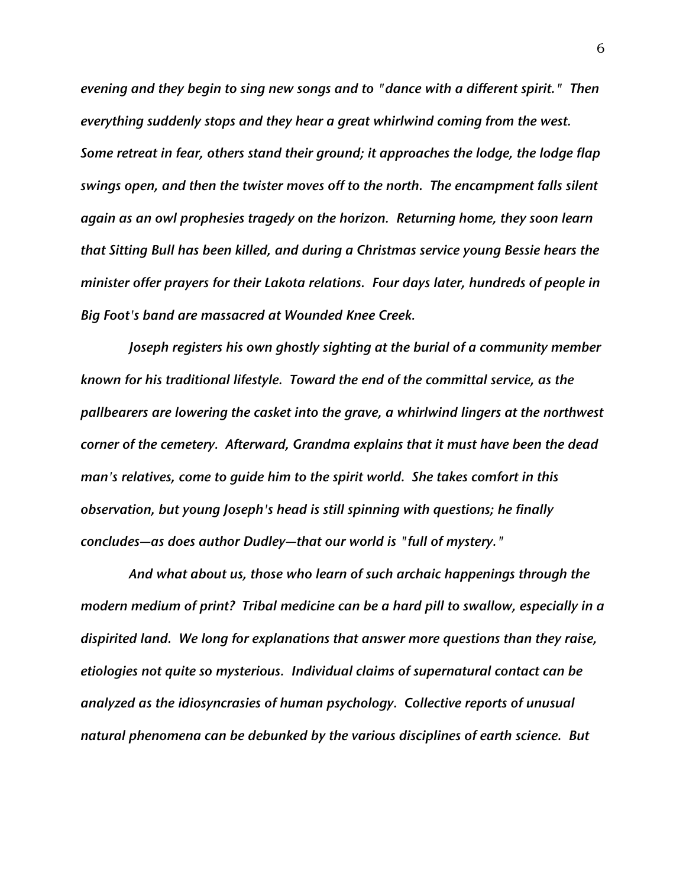*evening and they begin to sing new songs and to "dance with a different spirit." Then everything suddenly stops and they hear a great whirlwind coming from the west. Some retreat in fear, others stand their ground; it approaches the lodge, the lodge flap swings open, and then the twister moves off to the north. The encampment falls silent again as an owl prophesies tragedy on the horizon. Returning home, they soon learn that Sitting Bull has been killed, and during a Christmas service young Bessie hears the minister offer prayers for their Lakota relations. Four days later, hundreds of people in Big Foot's band are massacred at Wounded Knee Creek.*

*Joseph registers his own ghostly sighting at the burial of a community member known for his traditional lifestyle. Toward the end of the committal service, as the pallbearers are lowering the casket into the grave, a whirlwind lingers at the northwest corner of the cemetery. Afterward, Grandma explains that it must have been the dead man's relatives, come to guide him to the spirit world. She takes comfort in this observation, but young Joseph's head is still spinning with questions; he finally concludes—as does author Dudley—that our world is "full of mystery."*

*And what about us, those who learn of such archaic happenings through the modern medium of print? Tribal medicine can be a hard pill to swallow, especially in a dispirited land. We long for explanations that answer more questions than they raise, etiologies not quite so mysterious. Individual claims of supernatural contact can be analyzed as the idiosyncrasies of human psychology. Collective reports of unusual natural phenomena can be debunked by the various disciplines of earth science. But*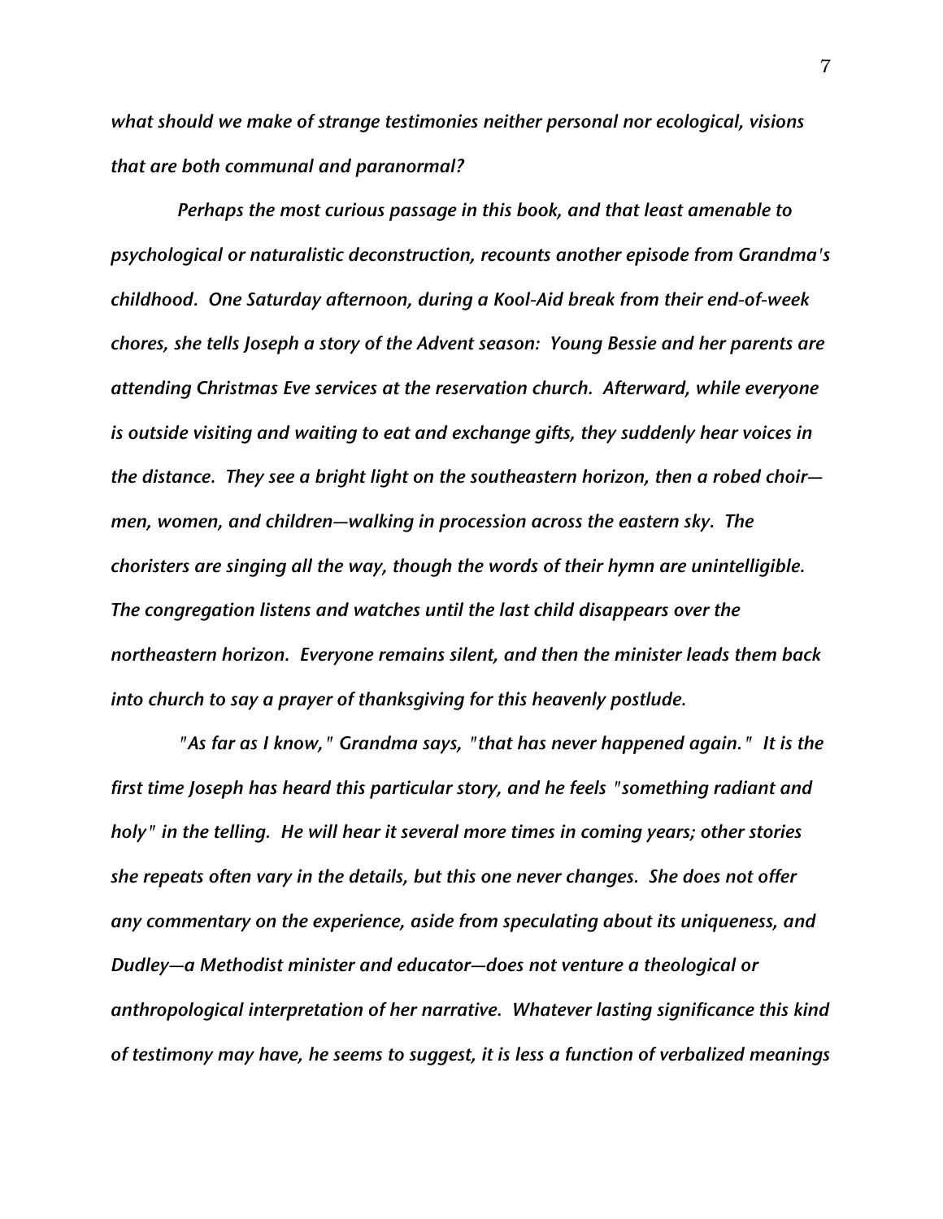*what should we make of strange testimonies neither personal nor ecological, visions that are both communal and paranormal?*

*Perhaps the most curious passage in this book, and that least amenable to psychological or naturalistic deconstruction, recounts another episode from Grandma's childhood. One Saturday afternoon, during a Kool-Aid break from their end-of-week chores, she tells Joseph a story of the Advent season: Young Bessie and her parents are attending Christmas Eve services at the reservation church. Afterward, while everyone is outside visiting and waiting to eat and exchange gifts, they suddenly hear voices in the distance. They see a bright light on the southeastern horizon, then a robed choir—men, women, and children—walking in procession across the eastern sky. The choristers are singing all the way, though the words of their hymn are unintelligible. The congregation listens and watches until the last child disappears over the northeastern horizon. Everyone remains silent, and then the minister leads them back into church to say a prayer of thanksgiving for this heavenly postlude.*

*"As far as I know," Grandma says, "that has never happened again." It is the first time Joseph has heard this particular story, and he feels "something radiant and holy" in the telling. He will hear it several more times in coming years; other stories she repeats often vary in the details, but this one never changes. She does not offer any commentary on the experience, aside from speculating about its uniqueness, and Dudley—a Methodist minister and educator—does not venture a theological or anthropological interpretation of her narrative. Whatever lasting significance this kind of testimony may have, he seems to suggest, it is less a function of verbalized meanings*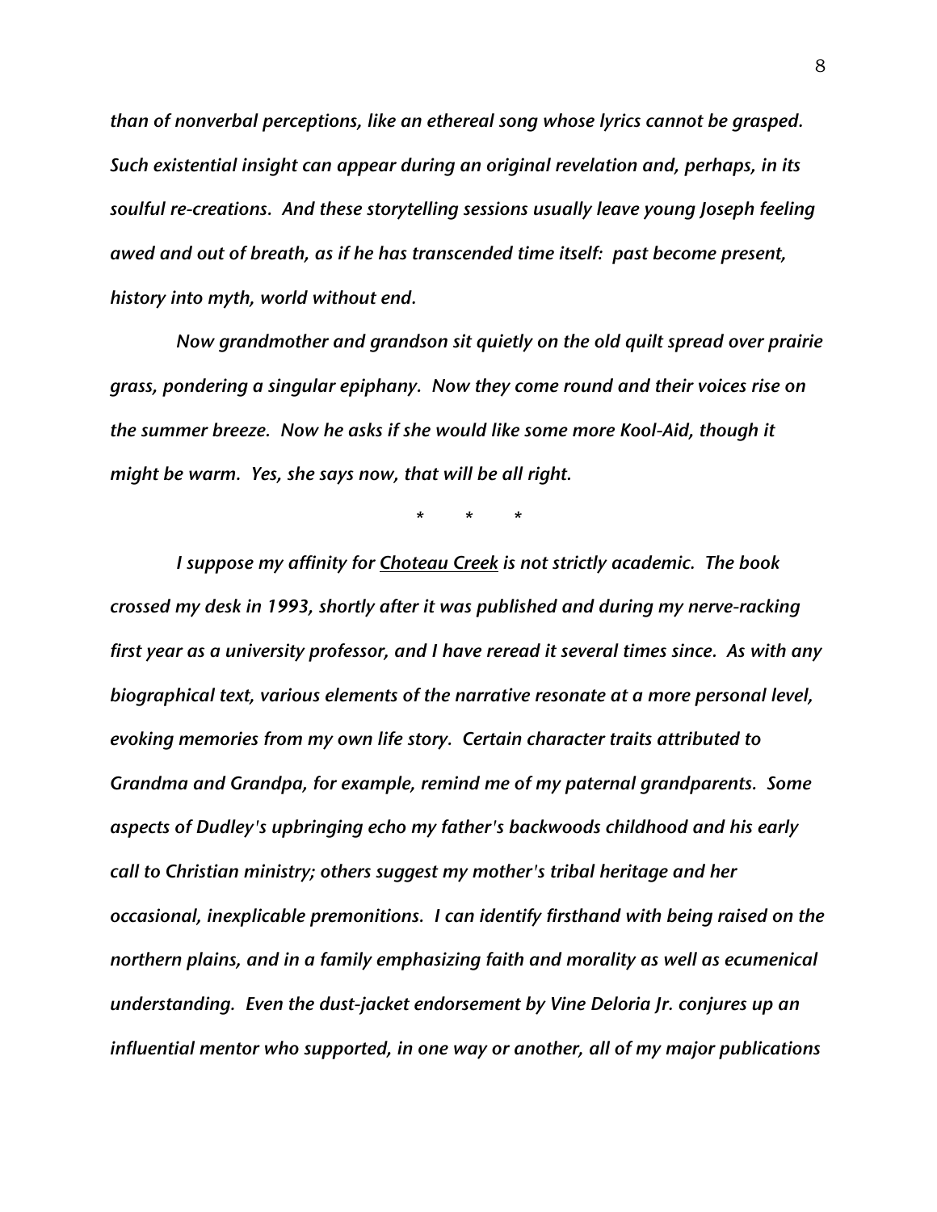*than of nonverbal perceptions, like an ethereal song whose lyrics cannot be grasped. Such existential insight can appear during an original revelation and, perhaps, in its soulful re-creations. And these storytelling sessions usually leave young Joseph feeling awed and out of breath, as if he has transcended time itself: past become present, history into myth, world without end.*

*Now grandmother and grandson sit quietly on the old quilt spread over prairie grass, pondering a singular epiphany. Now they come round and their voices rise on the summer breeze. Now he asks if she would like some more Kool-Aid, though it might be warm. Yes, she says now, that will be all right.*

\* \* \*

*I suppose my affinity for <u>Choteau Creek</u> is not strictly academic. The book crossed my desk in 1993, shortly after it was published and during my nerve-racking first year as a university professor, and I have reread it several times since. As with any biographical text, various elements of the narrative resonate at a more personal level, evoking memories from my own life story. Certain character traits attributed to Grandma and Grandpa, for example, remind me of my paternal grandparents. Some aspects of Dudley's upbringing echo my father's backwoods childhood and his early call to Christian ministry; others suggest my mother's tribal heritage and her occasional, inexplicable premonitions. I can identify firsthand with being raised on the northern plains, and in a family emphasizing faith and morality as well as ecumenical understanding. Even the dust-jacket endorsement by Vine Deloria Jr. conjures up an influential mentor who supported, in one way or another, all of my major publications*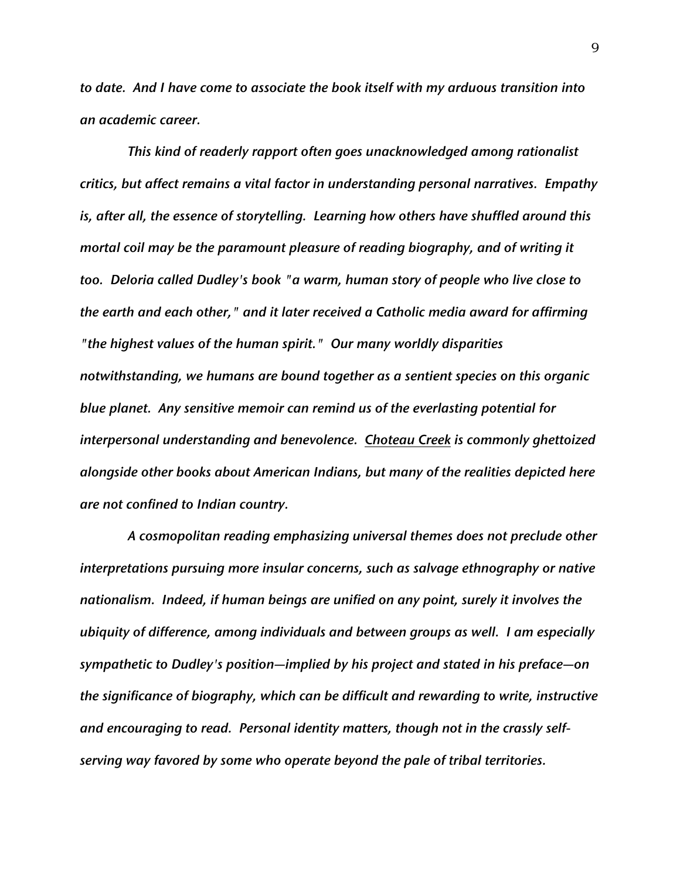*to date. And I have come to associate the book itself with my arduous transition into an academic career.*

*This kind of readerly rapport often goes unacknowledged among rationalist critics, but affect remains a vital factor in understanding personal narratives. Empathy is, after all, the essence of storytelling. Learning how others have shuffled around this mortal coil may be the paramount pleasure of reading biography, and of writing it too. Deloria called Dudley's book "a warm, human story of people who live close to the earth and each other," and it later received a Catholic media award for affirming "the highest values of the human spirit." Our many worldly disparities notwithstanding, we humans are bound together as a sentient species on this organic blue planet. Any sensitive memoir can remind us of the everlasting potential for interpersonal understanding and benevolence. <u>Choteau Creek</u> is commonly ghettoized alongside other books about American Indians, but many of the realities depicted here are not confined to Indian country.*

*A cosmopolitan reading emphasizing universal themes does not preclude other interpretations pursuing more insular concerns, such as salvage ethnography or native nationalism. Indeed, if human beings are unified on any point, surely it involves the ubiquity of difference, among individuals and between groups as well. I am especially sympathetic to Dudley's position—implied by his project and stated in his preface—on the significance of biography, which can be difficult and rewarding to write, instructive and encouraging to read. Personal identity matters, though not in the crassly self-serving way favored by some who operate beyond the pale of tribal territories.*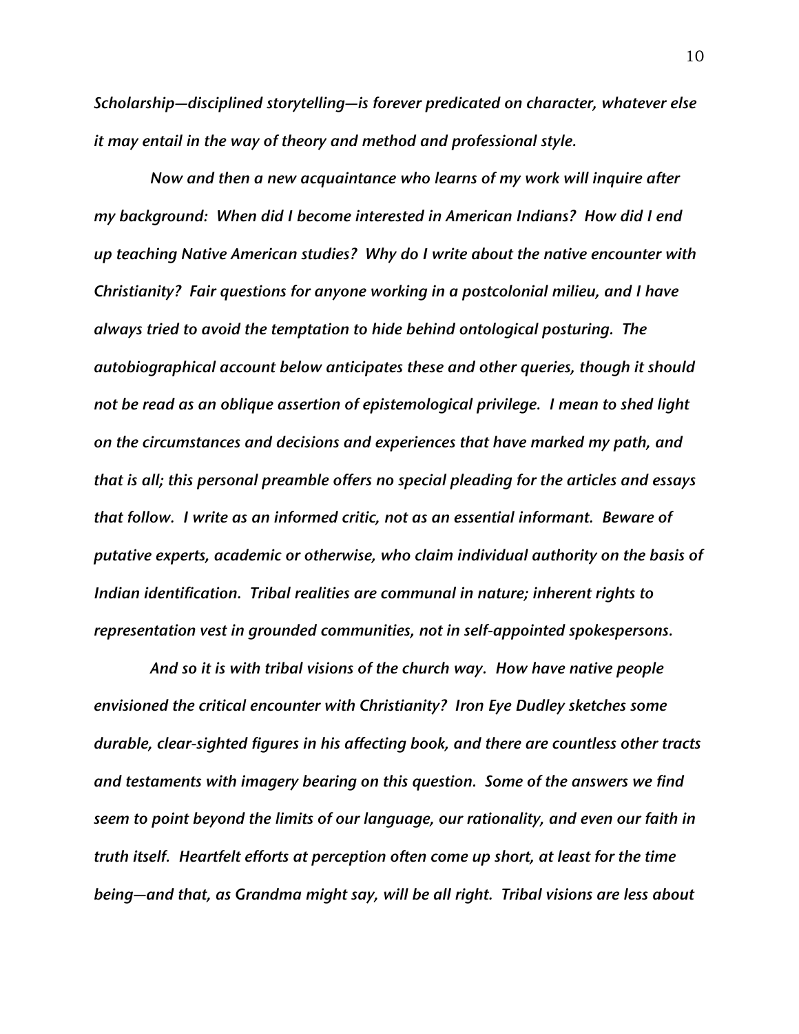*Scholarship—disciplined storytelling—is forever predicated on character, whatever else it may entail in the way of theory and method and professional style.*

*Now and then a new acquaintance who learns of my work will inquire after my background: When did I become interested in American Indians? How did I end up teaching Native American studies? Why do I write about the native encounter with Christianity? Fair questions for anyone working in a postcolonial milieu, and I have always tried to avoid the temptation to hide behind ontological posturing. The autobiographical account below anticipates these and other queries, though it should not be read as an oblique assertion of epistemological privilege. I mean to shed light on the circumstances and decisions and experiences that have marked my path, and that is all; this personal preamble offers no special pleading for the articles and essays that follow. I write as an informed critic, not as an essential informant. Beware of putative experts, academic or otherwise, who claim individual authority on the basis of Indian identification. Tribal realities are communal in nature; inherent rights to representation vest in grounded communities, not in self-appointed spokespersons.*

*And so it is with tribal visions of the church way. How have native people envisioned the critical encounter with Christianity? Iron Eye Dudley sketches some durable, clear-sighted figures in his affecting book, and there are countless other tracts and testaments with imagery bearing on this question. Some of the answers we find seem to point beyond the limits of our language, our rationality, and even our faith in truth itself. Heartfelt efforts at perception often come up short, at least for the time being—and that, as Grandma might say, will be all right. Tribal visions are less about*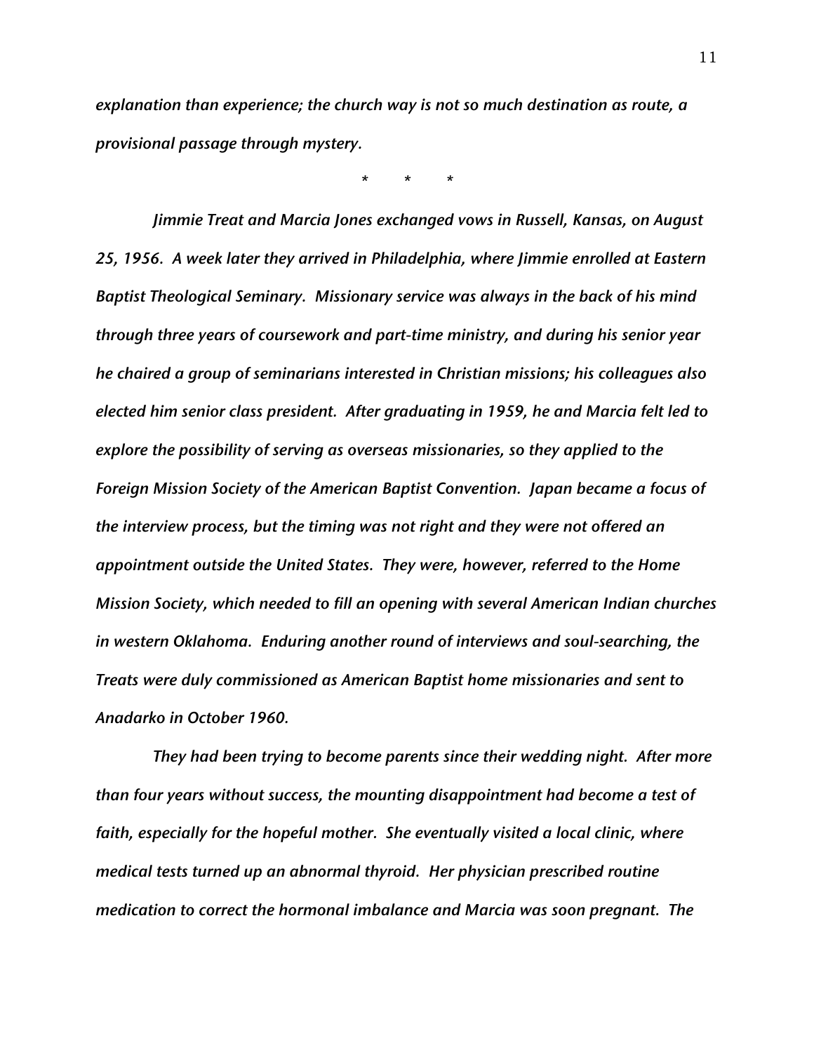*explanation than experience; the church way is not so much destination as route, a provisional passage through mystery.*

\*   \*   \*

*Jimmie Treat and Marcia Jones exchanged vows in Russell, Kansas, on August 25, 1956. A week later they arrived in Philadelphia, where Jimmie enrolled at Eastern Baptist Theological Seminary. Missionary service was always in the back of his mind through three years of coursework and part-time ministry, and during his senior year he chaired a group of seminarians interested in Christian missions; his colleagues also elected him senior class president. After graduating in 1959, he and Marcia felt led to explore the possibility of serving as overseas missionaries, so they applied to the Foreign Mission Society of the American Baptist Convention. Japan became a focus of the interview process, but the timing was not right and they were not offered an appointment outside the United States. They were, however, referred to the Home Mission Society, which needed to fill an opening with several American Indian churches in western Oklahoma. Enduring another round of interviews and soul-searching, the Treats were duly commissioned as American Baptist home missionaries and sent to Anadarko in October 1960.*

*They had been trying to become parents since their wedding night. After more than four years without success, the mounting disappointment had become a test of faith, especially for the hopeful mother. She eventually visited a local clinic, where medical tests turned up an abnormal thyroid. Her physician prescribed routine medication to correct the hormonal imbalance and Marcia was soon pregnant. The*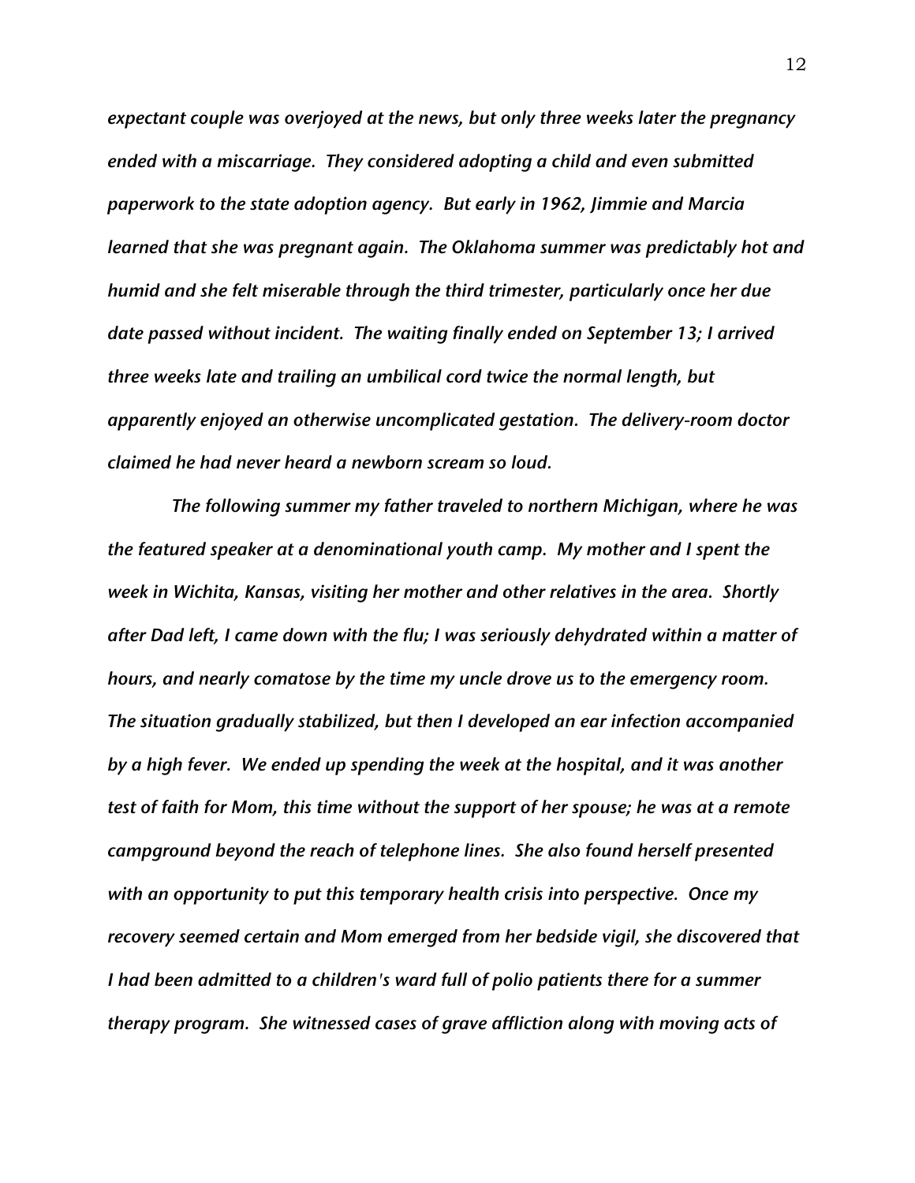*expectant couple was overjoyed at the news, but only three weeks later the pregnancy ended with a miscarriage. They considered adopting a child and even submitted paperwork to the state adoption agency. But early in 1962, Jimmie and Marcia learned that she was pregnant again. The Oklahoma summer was predictably hot and humid and she felt miserable through the third trimester, particularly once her due date passed without incident. The waiting finally ended on September 13; I arrived three weeks late and trailing an umbilical cord twice the normal length, but apparently enjoyed an otherwise uncomplicated gestation. The delivery-room doctor claimed he had never heard a newborn scream so loud.*

*The following summer my father traveled to northern Michigan, where he was the featured speaker at a denominational youth camp. My mother and I spent the week in Wichita, Kansas, visiting her mother and other relatives in the area. Shortly after Dad left, I came down with the flu; I was seriously dehydrated within a matter of hours, and nearly comatose by the time my uncle drove us to the emergency room. The situation gradually stabilized, but then I developed an ear infection accompanied by a high fever. We ended up spending the week at the hospital, and it was another test of faith for Mom, this time without the support of her spouse; he was at a remote campground beyond the reach of telephone lines. She also found herself presented with an opportunity to put this temporary health crisis into perspective. Once my recovery seemed certain and Mom emerged from her bedside vigil, she discovered that I had been admitted to a children's ward full of polio patients there for a summer therapy program. She witnessed cases of grave affliction along with moving acts of*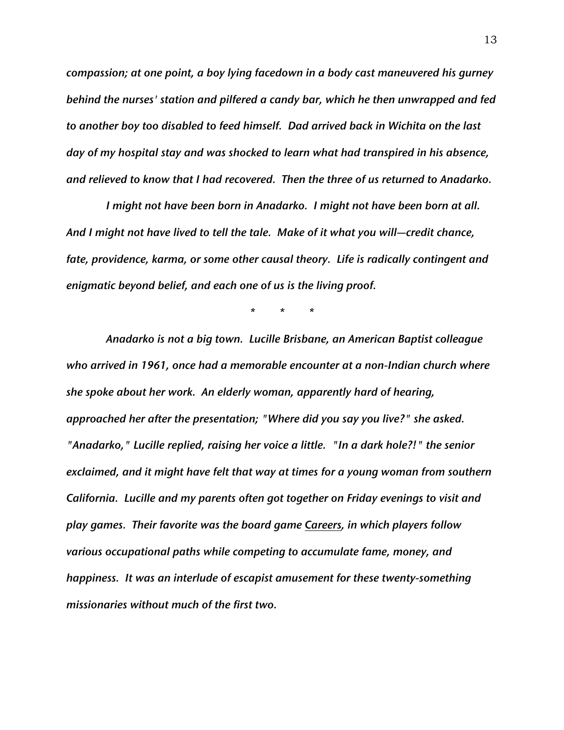*compassion; at one point, a boy lying facedown in a body cast maneuvered his gurney behind the nurses' station and pilfered a candy bar, which he then unwrapped and fed to another boy too disabled to feed himself. Dad arrived back in Wichita on the last day of my hospital stay and was shocked to learn what had transpired in his absence, and relieved to know that I had recovered. Then the three of us returned to Anadarko.*

*I might not have been born in Anadarko. I might not have been born at all. And I might not have lived to tell the tale. Make of it what you will—credit chance, fate, providence, karma, or some other causal theory. Life is radically contingent and enigmatic beyond belief, and each one of us is the living proof.*

\* \* \*

*Anadarko is not a big town. Lucille Brisbane, an American Baptist colleague who arrived in 1961, once had a memorable encounter at a non-Indian church where she spoke about her work. An elderly woman, apparently hard of hearing, approached her after the presentation; "Where did you say you live?" she asked. "Anadarko," Lucille replied, raising her voice a little. "In a dark hole?!" the senior exclaimed, and it might have felt that way at times for a young woman from southern California. Lucille and my parents often got together on Friday evenings to visit and play games. Their favorite was the board game <u>Careers</u>, in which players follow various occupational paths while competing to accumulate fame, money, and happiness. It was an interlude of escapist amusement for these twenty-something missionaries without much of the first two.*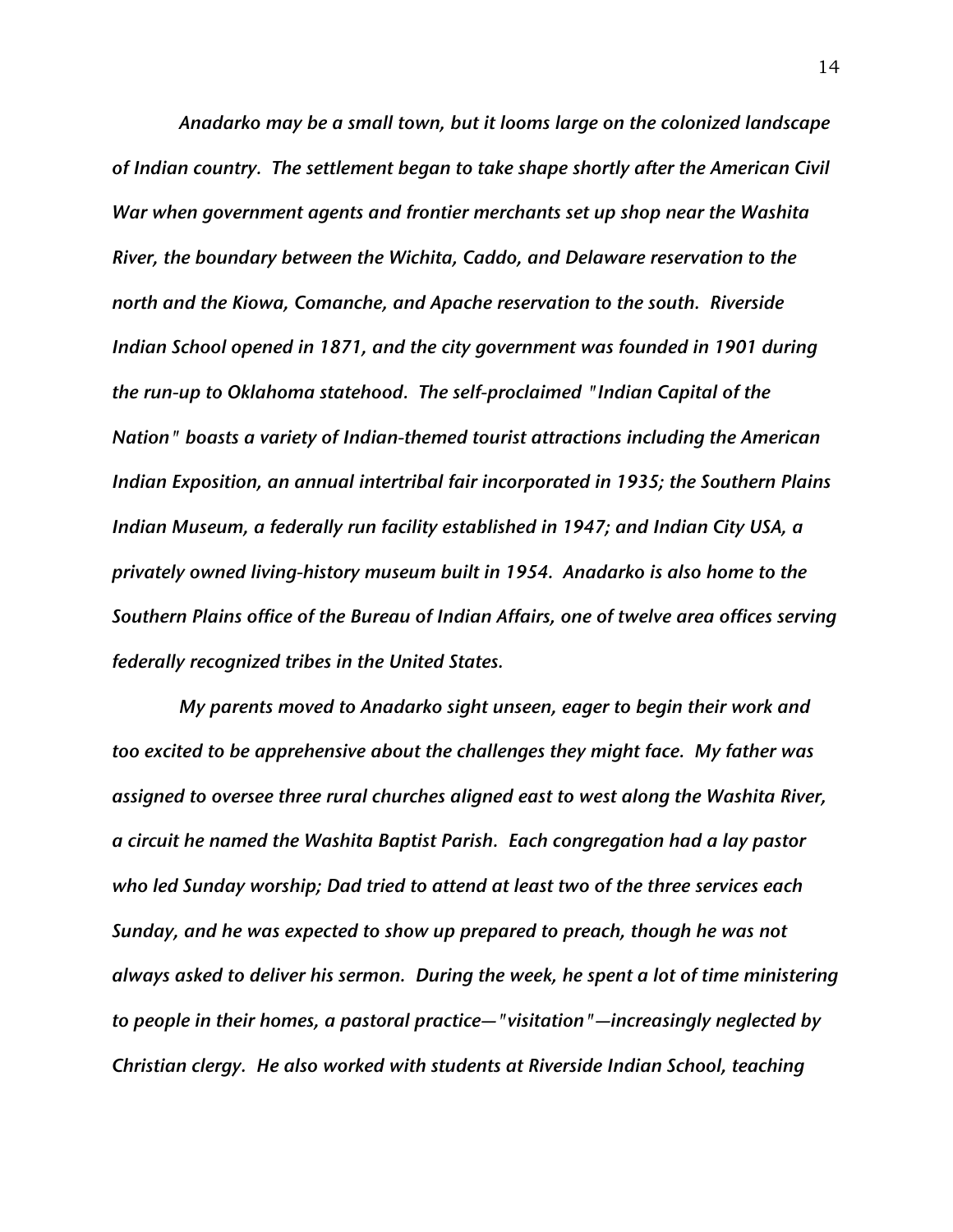*Anadarko may be a small town, but it looms large on the colonized landscape of Indian country. The settlement began to take shape shortly after the American Civil War when government agents and frontier merchants set up shop near the Washita River, the boundary between the Wichita, Caddo, and Delaware reservation to the north and the Kiowa, Comanche, and Apache reservation to the south. Riverside Indian School opened in 1871, and the city government was founded in 1901 during the run-up to Oklahoma statehood. The self-proclaimed "Indian Capital of the Nation" boasts a variety of Indian-themed tourist attractions including the American Indian Exposition, an annual intertribal fair incorporated in 1935; the Southern Plains Indian Museum, a federally run facility established in 1947; and Indian City USA, a privately owned living-history museum built in 1954. Anadarko is also home to the Southern Plains office of the Bureau of Indian Affairs, one of twelve area offices serving federally recognized tribes in the United States.*

*My parents moved to Anadarko sight unseen, eager to begin their work and too excited to be apprehensive about the challenges they might face. My father was assigned to oversee three rural churches aligned east to west along the Washita River, a circuit he named the Washita Baptist Parish. Each congregation had a lay pastor who led Sunday worship; Dad tried to attend at least two of the three services each Sunday, and he was expected to show up prepared to preach, though he was not always asked to deliver his sermon. During the week, he spent a lot of time ministering to people in their homes, a pastoral practice—"visitation"—increasingly neglected by Christian clergy. He also worked with students at Riverside Indian School, teaching*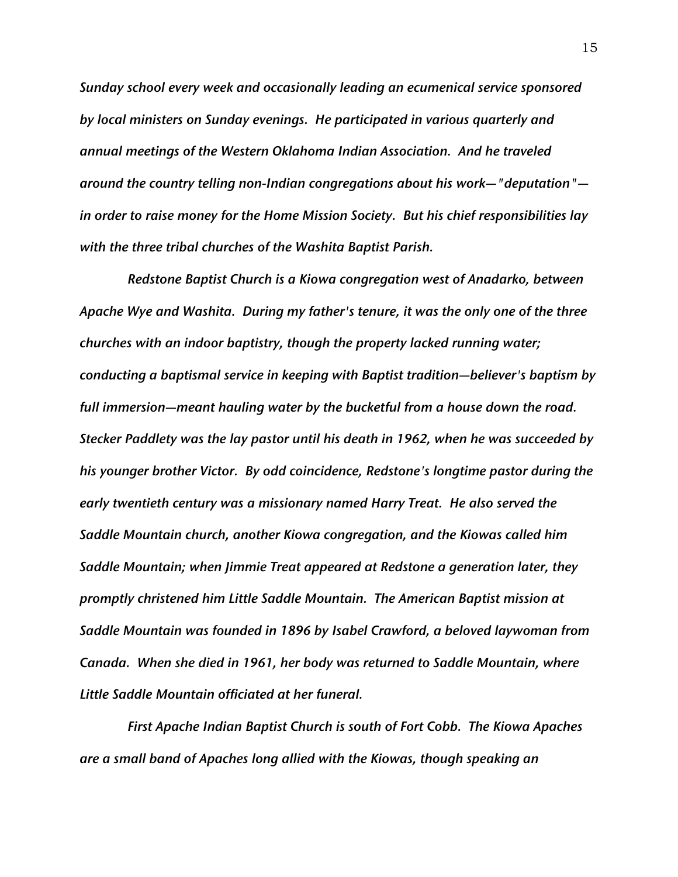*Sunday school every week and occasionally leading an ecumenical service sponsored by local ministers on Sunday evenings. He participated in various quarterly and annual meetings of the Western Oklahoma Indian Association. And he traveled around the country telling non-Indian congregations about his work—"deputation"—in order to raise money for the Home Mission Society. But his chief responsibilities lay with the three tribal churches of the Washita Baptist Parish.*

*Redstone Baptist Church is a Kiowa congregation west of Anadarko, between Apache Wye and Washita. During my father's tenure, it was the only one of the three churches with an indoor baptistry, though the property lacked running water; conducting a baptismal service in keeping with Baptist tradition—believer's baptism by full immersion—meant hauling water by the bucketful from a house down the road. Stecker Paddlety was the lay pastor until his death in 1962, when he was succeeded by his younger brother Victor. By odd coincidence, Redstone's longtime pastor during the early twentieth century was a missionary named Harry Treat. He also served the Saddle Mountain church, another Kiowa congregation, and the Kiowas called him Saddle Mountain; when Jimmie Treat appeared at Redstone a generation later, they promptly christened him Little Saddle Mountain. The American Baptist mission at Saddle Mountain was founded in 1896 by Isabel Crawford, a beloved laywoman from Canada. When she died in 1961, her body was returned to Saddle Mountain, where Little Saddle Mountain officiated at her funeral.*

*First Apache Indian Baptist Church is south of Fort Cobb. The Kiowa Apaches are a small band of Apaches long allied with the Kiowas, though speaking an*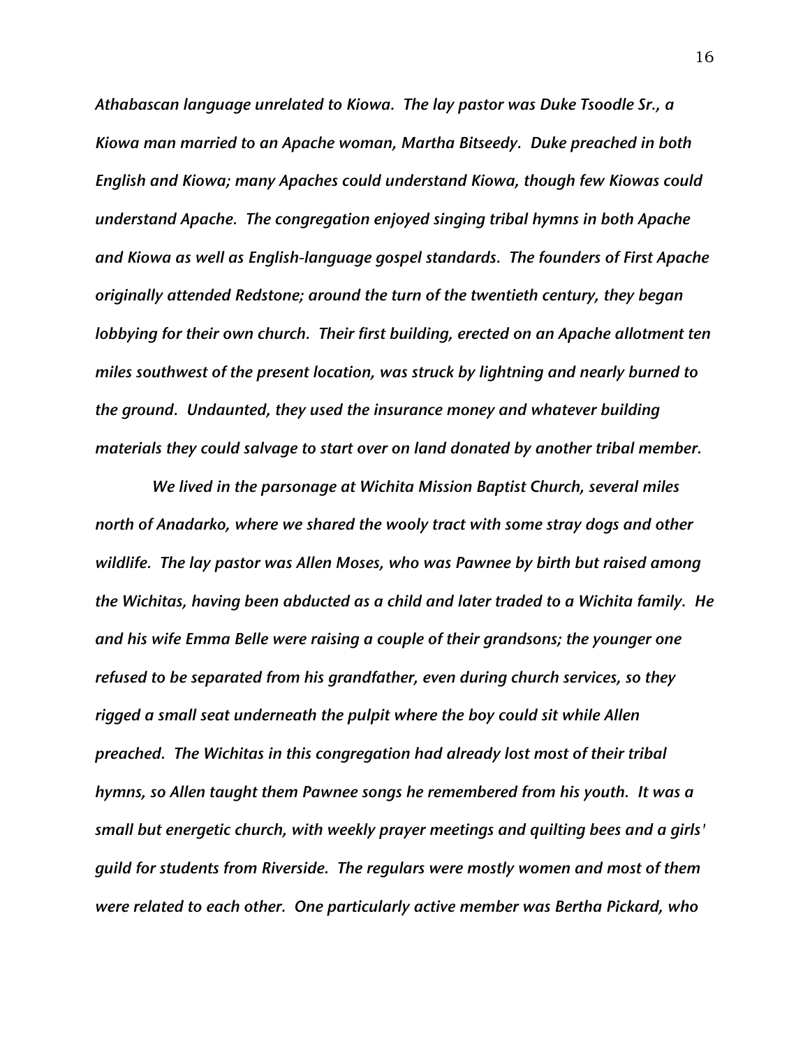*Athabascan language unrelated to Kiowa. The lay pastor was Duke Tsoodle Sr., a Kiowa man married to an Apache woman, Martha Bitseedy. Duke preached in both English and Kiowa; many Apaches could understand Kiowa, though few Kiowas could understand Apache. The congregation enjoyed singing tribal hymns in both Apache and Kiowa as well as English-language gospel standards. The founders of First Apache originally attended Redstone; around the turn of the twentieth century, they began lobbying for their own church. Their first building, erected on an Apache allotment ten miles southwest of the present location, was struck by lightning and nearly burned to the ground. Undaunted, they used the insurance money and whatever building materials they could salvage to start over on land donated by another tribal member.*

*We lived in the parsonage at Wichita Mission Baptist Church, several miles north of Anadarko, where we shared the wooly tract with some stray dogs and other wildlife. The lay pastor was Allen Moses, who was Pawnee by birth but raised among the Wichitas, having been abducted as a child and later traded to a Wichita family. He and his wife Emma Belle were raising a couple of their grandsons; the younger one refused to be separated from his grandfather, even during church services, so they rigged a small seat underneath the pulpit where the boy could sit while Allen preached. The Wichitas in this congregation had already lost most of their tribal hymns, so Allen taught them Pawnee songs he remembered from his youth. It was a small but energetic church, with weekly prayer meetings and quilting bees and a girls' guild for students from Riverside. The regulars were mostly women and most of them were related to each other. One particularly active member was Bertha Pickard, who*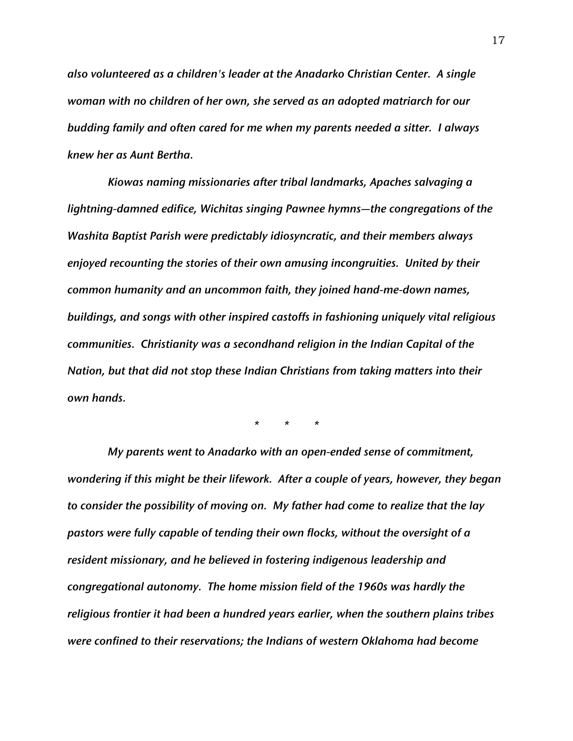*also volunteered as a children's leader at the Anadarko Christian Center. A single woman with no children of her own, she served as an adopted matriarch for our budding family and often cared for me when my parents needed a sitter. I always knew her as Aunt Bertha.*

*Kiowas naming missionaries after tribal landmarks, Apaches salvaging a lightning-damned edifice, Wichitas singing Pawnee hymns—the congregations of the Washita Baptist Parish were predictably idiosyncratic, and their members always enjoyed recounting the stories of their own amusing incongruities. United by their common humanity and an uncommon faith, they joined hand-me-down names, buildings, and songs with other inspired castoffs in fashioning uniquely vital religious communities. Christianity was a secondhand religion in the Indian Capital of the Nation, but that did not stop these Indian Christians from taking matters into their own hands.*

<p align="center">* * *</p>

*My parents went to Anadarko with an open-ended sense of commitment, wondering if this might be their lifework. After a couple of years, however, they began to consider the possibility of moving on. My father had come to realize that the lay pastors were fully capable of tending their own flocks, without the oversight of a resident missionary, and he believed in fostering indigenous leadership and congregational autonomy. The home mission field of the 1960s was hardly the religious frontier it had been a hundred years earlier, when the southern plains tribes were confined to their reservations; the Indians of western Oklahoma had become*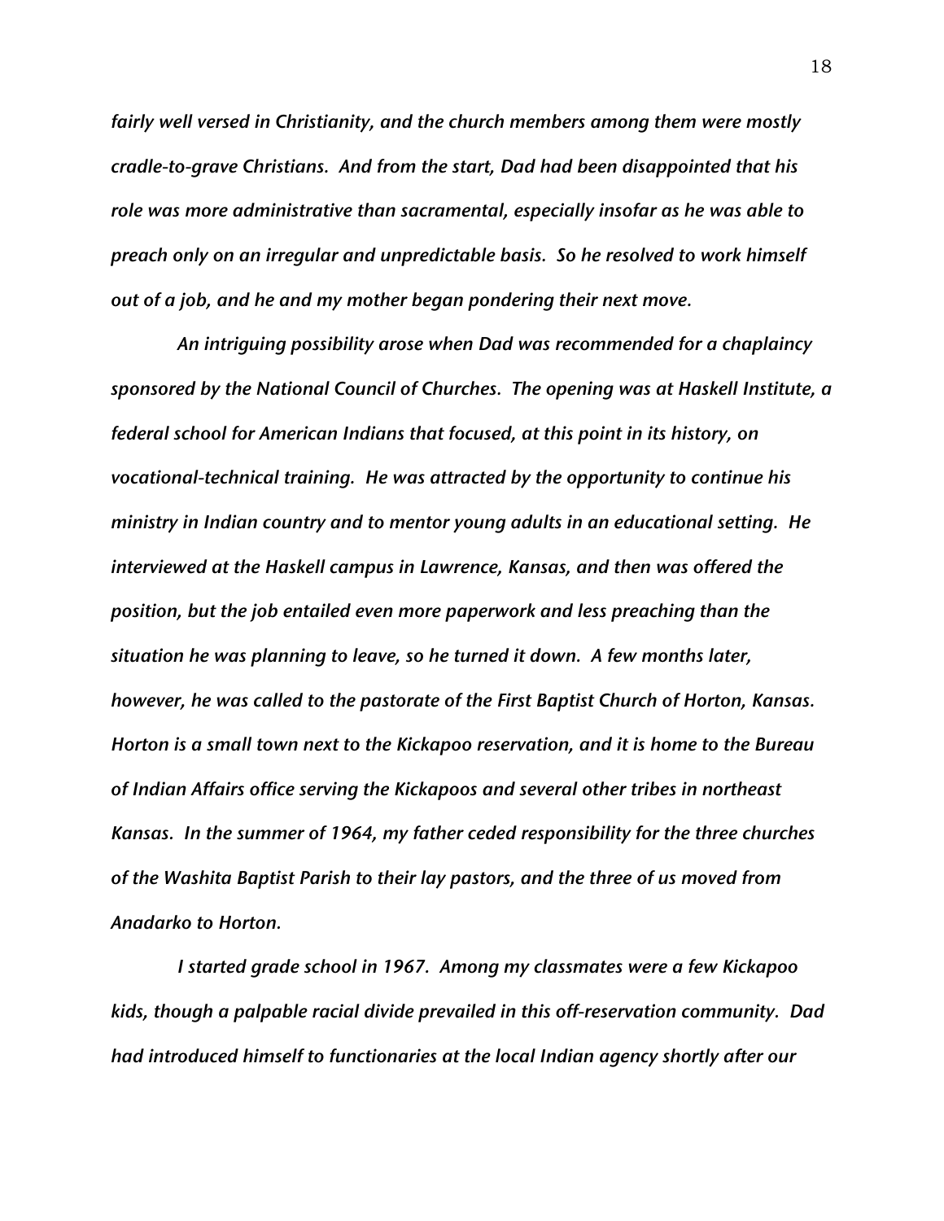*fairly well versed in Christianity, and the church members among them were mostly cradle-to-grave Christians. And from the start, Dad had been disappointed that his role was more administrative than sacramental, especially insofar as he was able to preach only on an irregular and unpredictable basis. So he resolved to work himself out of a job, and he and my mother began pondering their next move.*

*An intriguing possibility arose when Dad was recommended for a chaplaincy sponsored by the National Council of Churches. The opening was at Haskell Institute, a federal school for American Indians that focused, at this point in its history, on vocational-technical training. He was attracted by the opportunity to continue his ministry in Indian country and to mentor young adults in an educational setting. He interviewed at the Haskell campus in Lawrence, Kansas, and then was offered the position, but the job entailed even more paperwork and less preaching than the situation he was planning to leave, so he turned it down. A few months later, however, he was called to the pastorate of the First Baptist Church of Horton, Kansas. Horton is a small town next to the Kickapoo reservation, and it is home to the Bureau of Indian Affairs office serving the Kickapoos and several other tribes in northeast Kansas. In the summer of 1964, my father ceded responsibility for the three churches of the Washita Baptist Parish to their lay pastors, and the three of us moved from Anadarko to Horton.*

*I started grade school in 1967. Among my classmates were a few Kickapoo kids, though a palpable racial divide prevailed in this off-reservation community. Dad had introduced himself to functionaries at the local Indian agency shortly after our*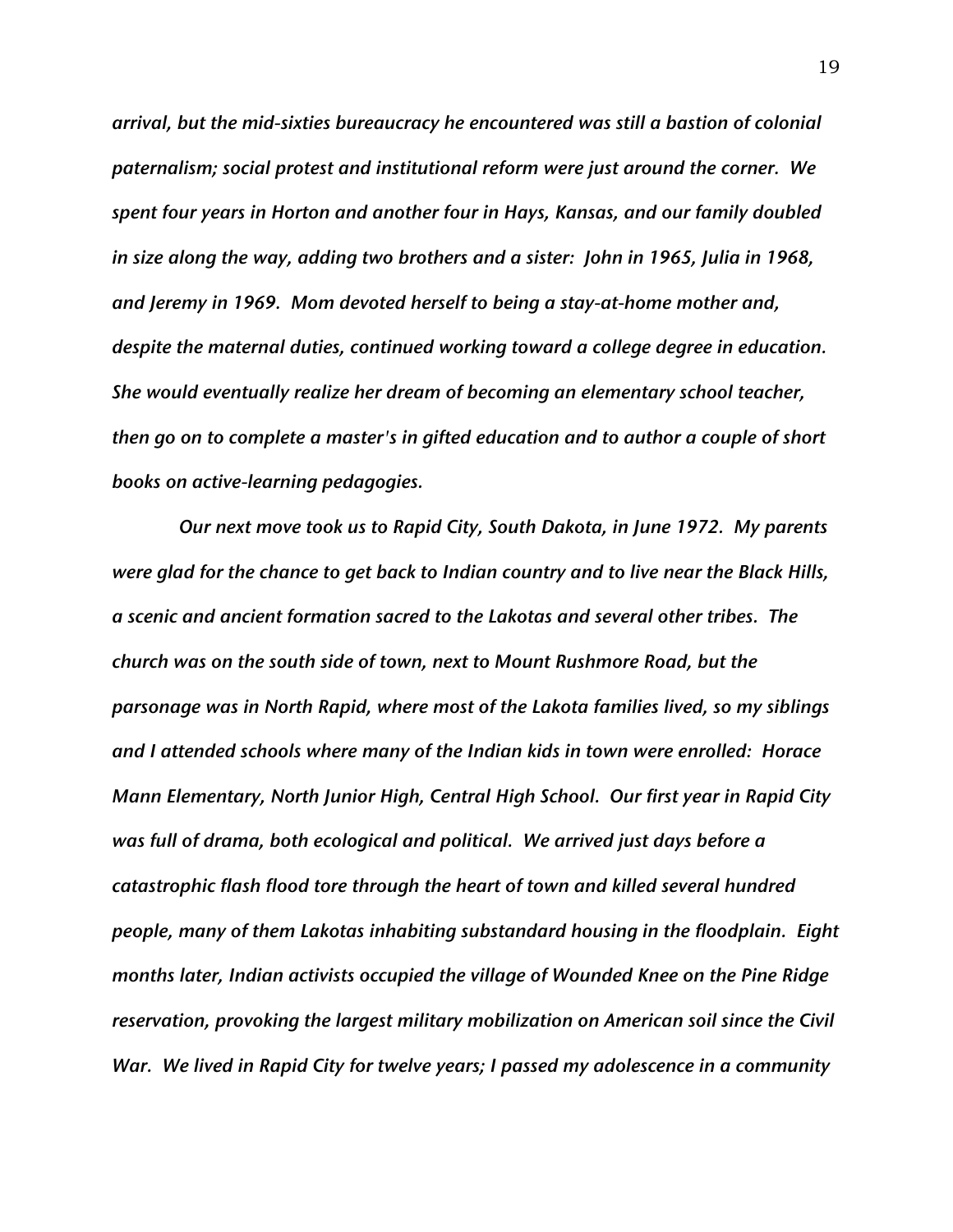*arrival, but the mid-sixties bureaucracy he encountered was still a bastion of colonial paternalism; social protest and institutional reform were just around the corner. We spent four years in Horton and another four in Hays, Kansas, and our family doubled in size along the way, adding two brothers and a sister: John in 1965, Julia in 1968, and Jeremy in 1969. Mom devoted herself to being a stay-at-home mother and, despite the maternal duties, continued working toward a college degree in education. She would eventually realize her dream of becoming an elementary school teacher, then go on to complete a master's in gifted education and to author a couple of short books on active-learning pedagogies.*

*Our next move took us to Rapid City, South Dakota, in June 1972. My parents were glad for the chance to get back to Indian country and to live near the Black Hills, a scenic and ancient formation sacred to the Lakotas and several other tribes. The church was on the south side of town, next to Mount Rushmore Road, but the parsonage was in North Rapid, where most of the Lakota families lived, so my siblings and I attended schools where many of the Indian kids in town were enrolled: Horace Mann Elementary, North Junior High, Central High School. Our first year in Rapid City was full of drama, both ecological and political. We arrived just days before a catastrophic flash flood tore through the heart of town and killed several hundred people, many of them Lakotas inhabiting substandard housing in the floodplain. Eight months later, Indian activists occupied the village of Wounded Knee on the Pine Ridge reservation, provoking the largest military mobilization on American soil since the Civil War. We lived in Rapid City for twelve years; I passed my adolescence in a community*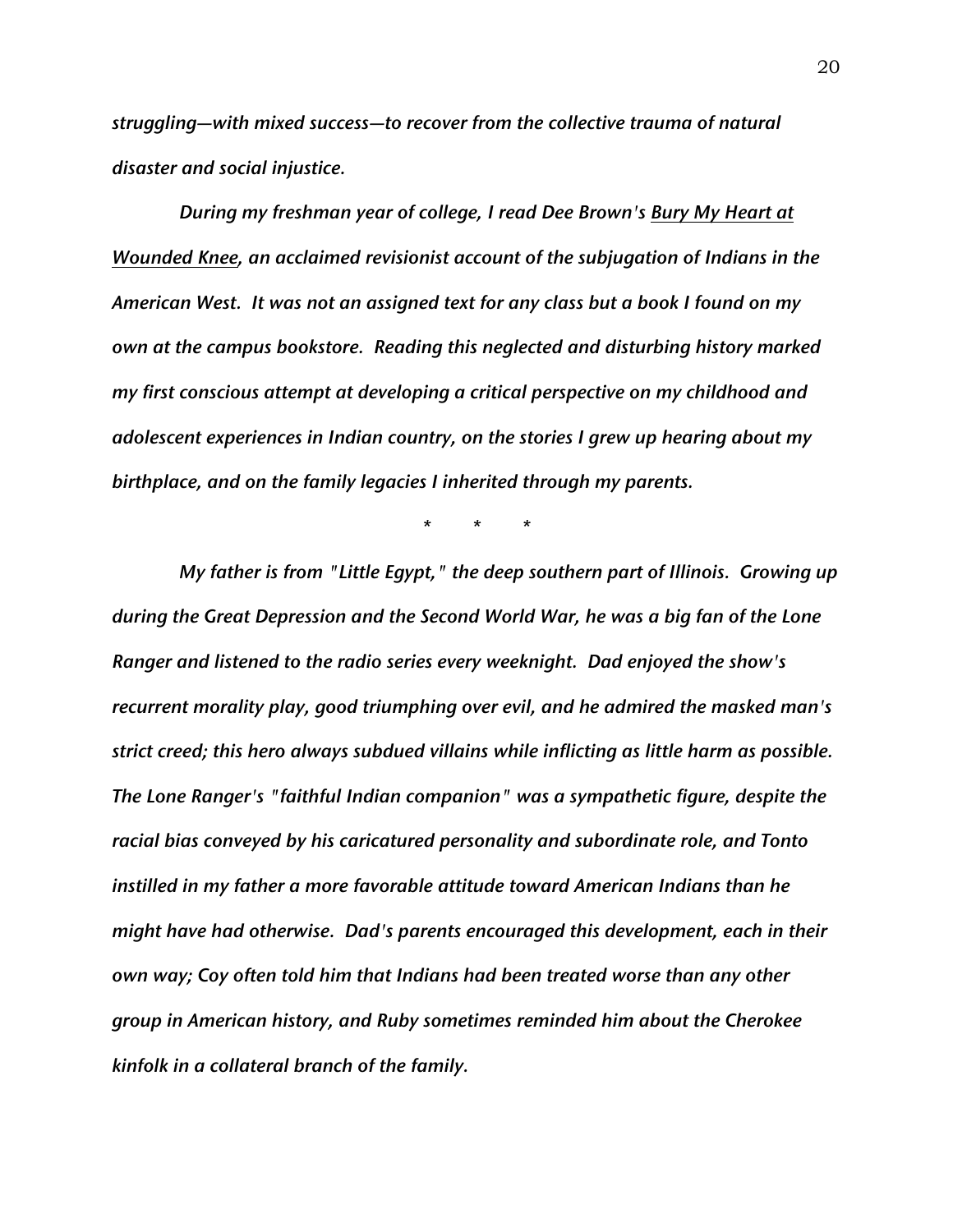*struggling—with mixed success—to recover from the collective trauma of natural disaster and social injustice.*

*During my freshman year of college, I read Dee Brown's* ***Bury My Heart at Wounded Knee****, an acclaimed revisionist account of the subjugation of Indians in the American West. It was not an assigned text for any class but a book I found on my own at the campus bookstore. Reading this neglected and disturbing history marked my first conscious attempt at developing a critical perspective on my childhood and adolescent experiences in Indian country, on the stories I grew up hearing about my birthplace, and on the family legacies I inherited through my parents.*

\*    \*    \*

*My father is from "Little Egypt," the deep southern part of Illinois. Growing up during the Great Depression and the Second World War, he was a big fan of the Lone Ranger and listened to the radio series every weeknight. Dad enjoyed the show's recurrent morality play, good triumphing over evil, and he admired the masked man's strict creed; this hero always subdued villains while inflicting as little harm as possible. The Lone Ranger's "faithful Indian companion" was a sympathetic figure, despite the racial bias conveyed by his caricatured personality and subordinate role, and Tonto instilled in my father a more favorable attitude toward American Indians than he might have had otherwise. Dad's parents encouraged this development, each in their own way; Coy often told him that Indians had been treated worse than any other group in American history, and Ruby sometimes reminded him about the Cherokee kinfolk in a collateral branch of the family.*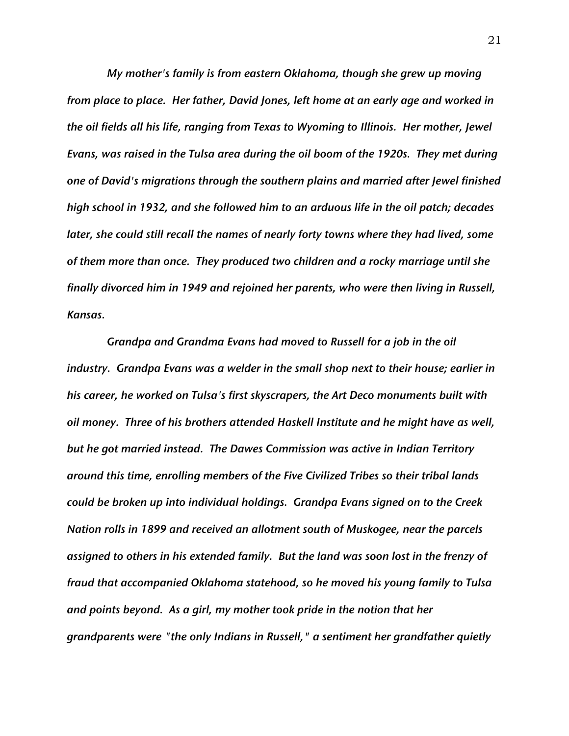*My mother's family is from eastern Oklahoma, though she grew up moving from place to place. Her father, David Jones, left home at an early age and worked in the oil fields all his life, ranging from Texas to Wyoming to Illinois. Her mother, Jewel Evans, was raised in the Tulsa area during the oil boom of the 1920s. They met during one of David's migrations through the southern plains and married after Jewel finished high school in 1932, and she followed him to an arduous life in the oil patch; decades later, she could still recall the names of nearly forty towns where they had lived, some of them more than once. They produced two children and a rocky marriage until she finally divorced him in 1949 and rejoined her parents, who were then living in Russell, Kansas.*

*Grandpa and Grandma Evans had moved to Russell for a job in the oil industry. Grandpa Evans was a welder in the small shop next to their house; earlier in his career, he worked on Tulsa's first skyscrapers, the Art Deco monuments built with oil money. Three of his brothers attended Haskell Institute and he might have as well, but he got married instead. The Dawes Commission was active in Indian Territory around this time, enrolling members of the Five Civilized Tribes so their tribal lands could be broken up into individual holdings. Grandpa Evans signed on to the Creek Nation rolls in 1899 and received an allotment south of Muskogee, near the parcels assigned to others in his extended family. But the land was soon lost in the frenzy of fraud that accompanied Oklahoma statehood, so he moved his young family to Tulsa and points beyond. As a girl, my mother took pride in the notion that her grandparents were "the only Indians in Russell," a sentiment her grandfather quietly*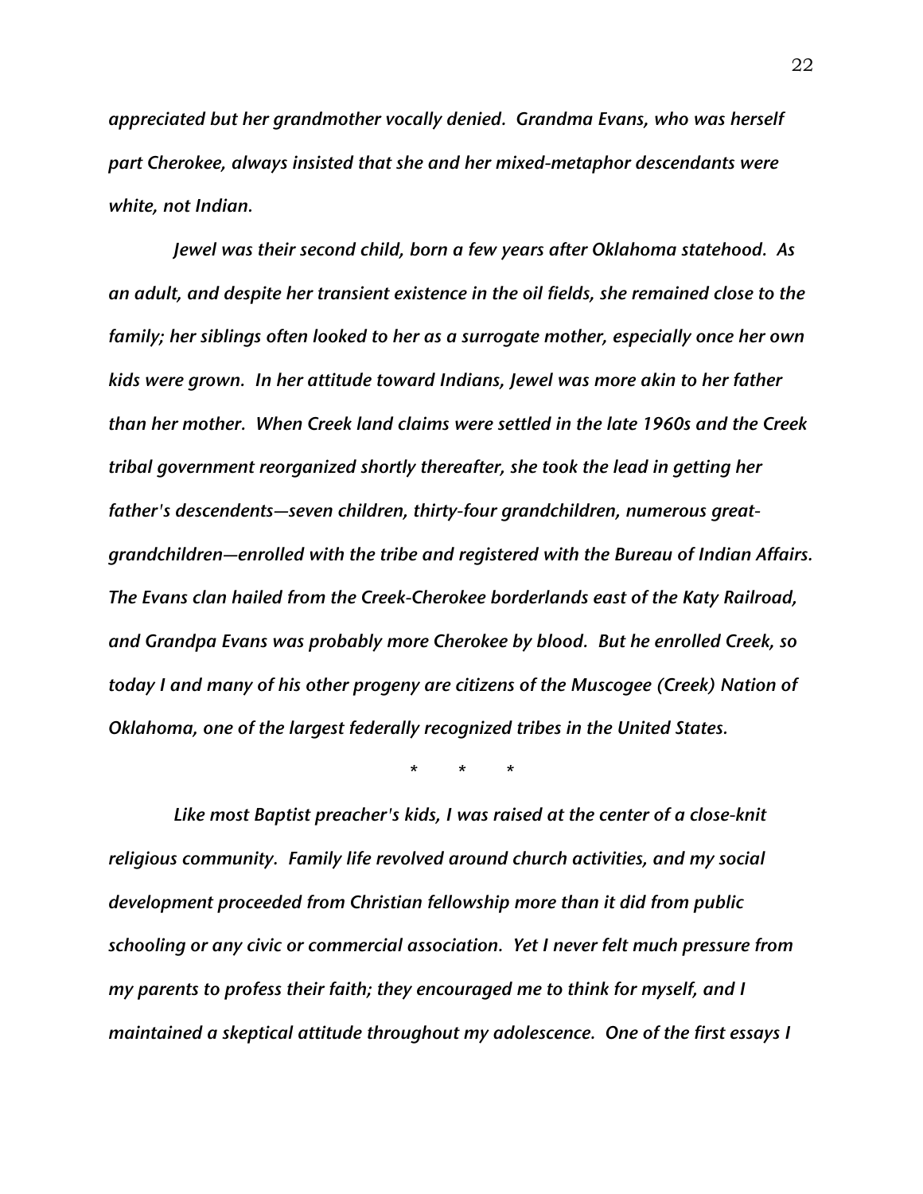*appreciated but her grandmother vocally denied. Grandma Evans, who was herself part Cherokee, always insisted that she and her mixed-metaphor descendants were white, not Indian.*

*Jewel was their second child, born a few years after Oklahoma statehood. As an adult, and despite her transient existence in the oil fields, she remained close to the family; her siblings often looked to her as a surrogate mother, especially once her own kids were grown. In her attitude toward Indians, Jewel was more akin to her father than her mother. When Creek land claims were settled in the late 1960s and the Creek tribal government reorganized shortly thereafter, she took the lead in getting her father's descendents—seven children, thirty-four grandchildren, numerous great-grandchildren—enrolled with the tribe and registered with the Bureau of Indian Affairs. The Evans clan hailed from the Creek-Cherokee borderlands east of the Katy Railroad, and Grandpa Evans was probably more Cherokee by blood. But he enrolled Creek, so today I and many of his other progeny are citizens of the Muscogee (Creek) Nation of Oklahoma, one of the largest federally recognized tribes in the United States.*

\* \* \*

*Like most Baptist preacher's kids, I was raised at the center of a close-knit religious community. Family life revolved around church activities, and my social development proceeded from Christian fellowship more than it did from public schooling or any civic or commercial association. Yet I never felt much pressure from my parents to profess their faith; they encouraged me to think for myself, and I maintained a skeptical attitude throughout my adolescence. One of the first essays I*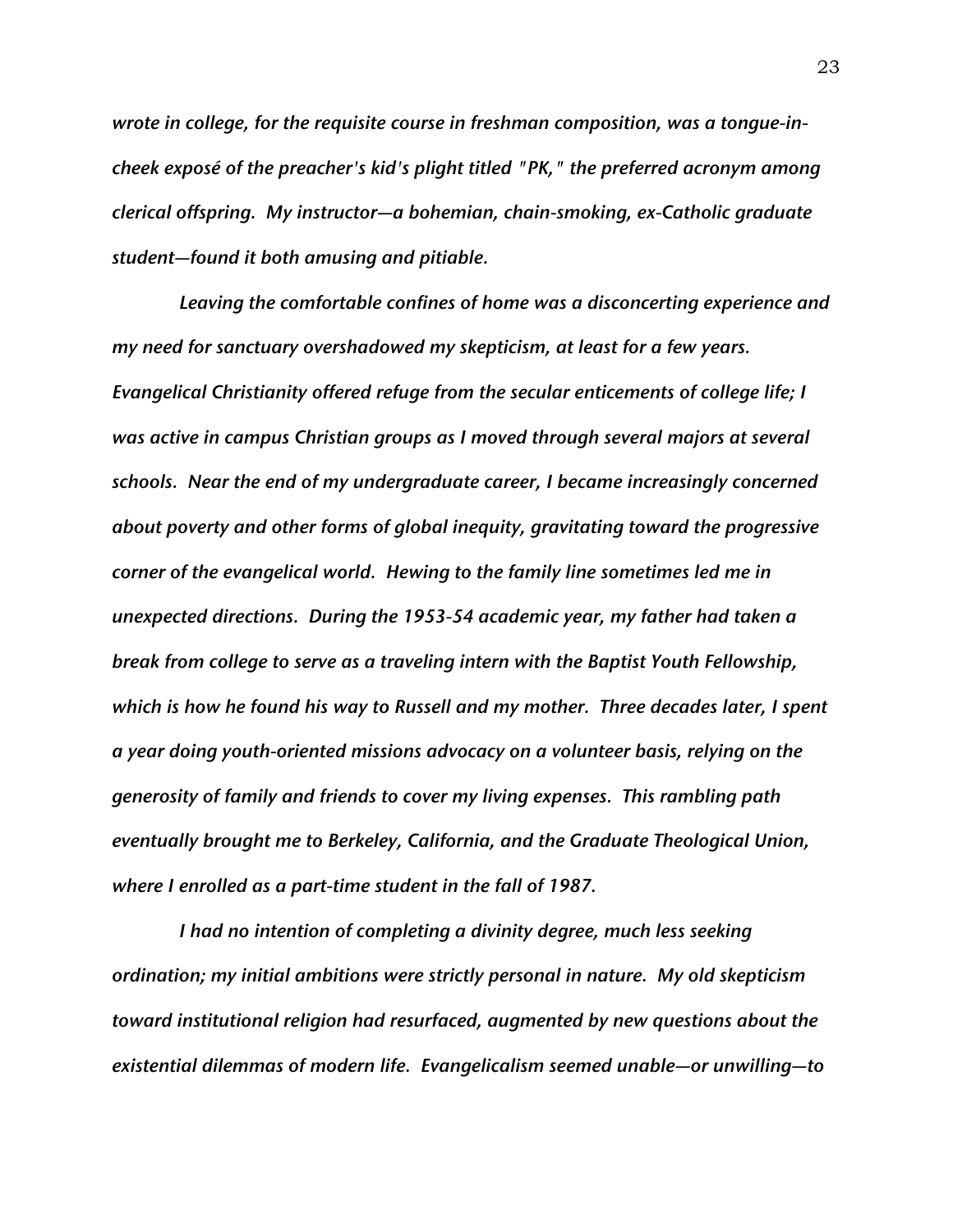*wrote in college, for the requisite course in freshman composition, was a tongue-in-cheek exposé of the preacher's kid's plight titled "PK," the preferred acronym among clerical offspring. My instructor—a bohemian, chain-smoking, ex-Catholic graduate student—found it both amusing and pitiable.*

*Leaving the comfortable confines of home was a disconcerting experience and my need for sanctuary overshadowed my skepticism, at least for a few years. Evangelical Christianity offered refuge from the secular enticements of college life; I was active in campus Christian groups as I moved through several majors at several schools. Near the end of my undergraduate career, I became increasingly concerned about poverty and other forms of global inequity, gravitating toward the progressive corner of the evangelical world. Hewing to the family line sometimes led me in unexpected directions. During the 1953-54 academic year, my father had taken a break from college to serve as a traveling intern with the Baptist Youth Fellowship, which is how he found his way to Russell and my mother. Three decades later, I spent a year doing youth-oriented missions advocacy on a volunteer basis, relying on the generosity of family and friends to cover my living expenses. This rambling path eventually brought me to Berkeley, California, and the Graduate Theological Union, where I enrolled as a part-time student in the fall of 1987.*

*I had no intention of completing a divinity degree, much less seeking ordination; my initial ambitions were strictly personal in nature. My old skepticism toward institutional religion had resurfaced, augmented by new questions about the existential dilemmas of modern life. Evangelicalism seemed unable—or unwilling—to*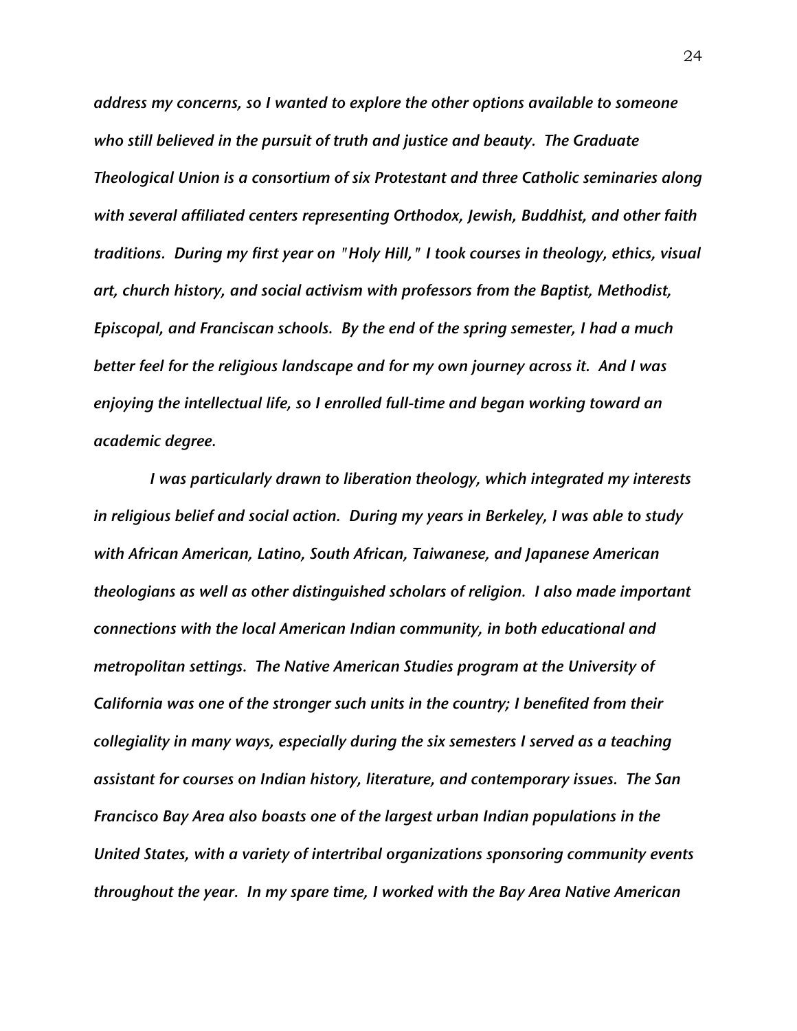*address my concerns, so I wanted to explore the other options available to someone who still believed in the pursuit of truth and justice and beauty. The Graduate Theological Union is a consortium of six Protestant and three Catholic seminaries along with several affiliated centers representing Orthodox, Jewish, Buddhist, and other faith traditions. During my first year on "Holy Hill," I took courses in theology, ethics, visual art, church history, and social activism with professors from the Baptist, Methodist, Episcopal, and Franciscan schools. By the end of the spring semester, I had a much better feel for the religious landscape and for my own journey across it. And I was enjoying the intellectual life, so I enrolled full-time and began working toward an academic degree.*

*I was particularly drawn to liberation theology, which integrated my interests in religious belief and social action. During my years in Berkeley, I was able to study with African American, Latino, South African, Taiwanese, and Japanese American theologians as well as other distinguished scholars of religion. I also made important connections with the local American Indian community, in both educational and metropolitan settings. The Native American Studies program at the University of California was one of the stronger such units in the country; I benefited from their collegiality in many ways, especially during the six semesters I served as a teaching assistant for courses on Indian history, literature, and contemporary issues. The San Francisco Bay Area also boasts one of the largest urban Indian populations in the United States, with a variety of intertribal organizations sponsoring community events throughout the year. In my spare time, I worked with the Bay Area Native American*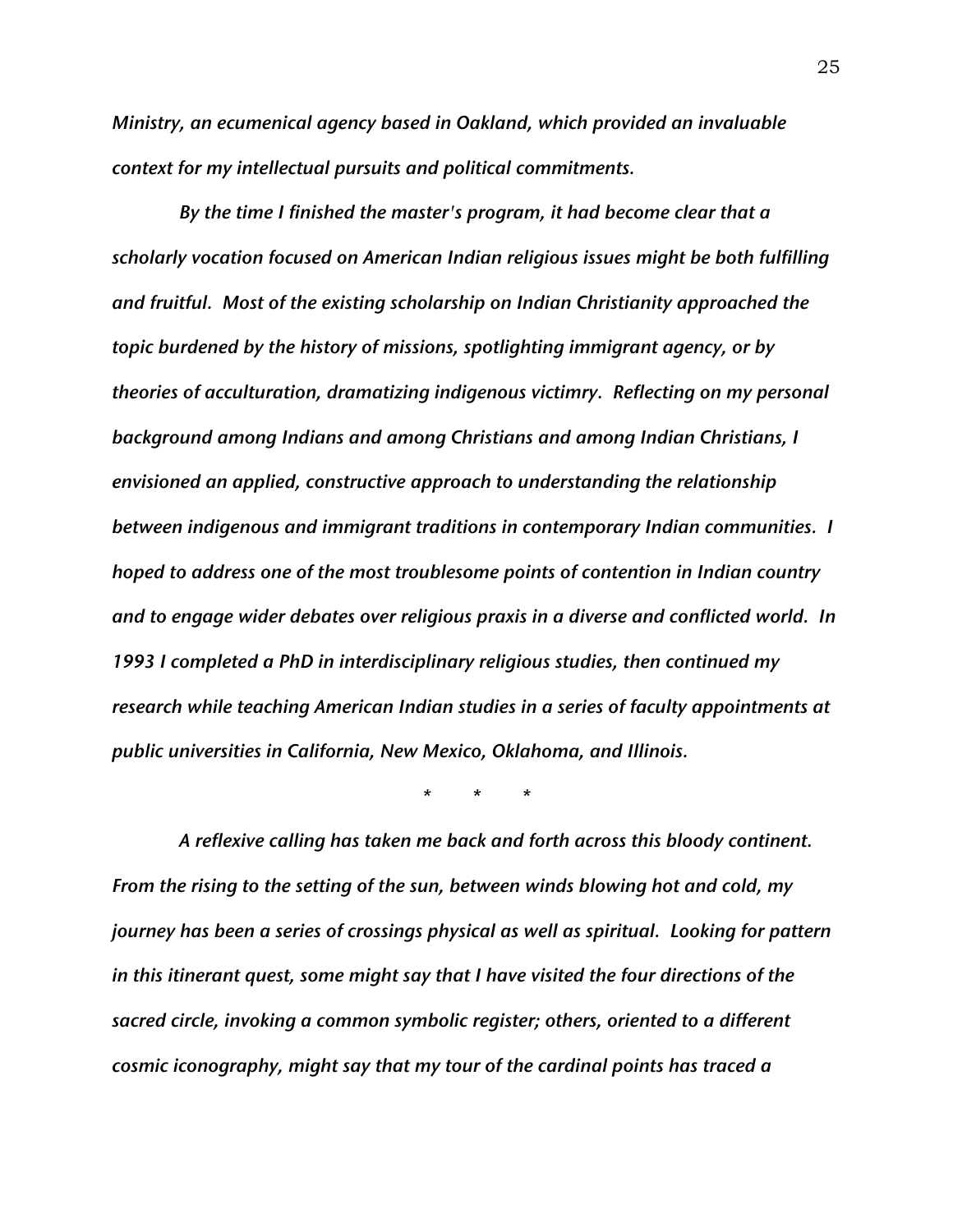*Ministry, an ecumenical agency based in Oakland, which provided an invaluable context for my intellectual pursuits and political commitments.*

*By the time I finished the master's program, it had become clear that a scholarly vocation focused on American Indian religious issues might be both fulfilling and fruitful. Most of the existing scholarship on Indian Christianity approached the topic burdened by the history of missions, spotlighting immigrant agency, or by theories of acculturation, dramatizing indigenous victimry. Reflecting on my personal background among Indians and among Christians and among Indian Christians, I envisioned an applied, constructive approach to understanding the relationship between indigenous and immigrant traditions in contemporary Indian communities. I hoped to address one of the most troublesome points of contention in Indian country and to engage wider debates over religious praxis in a diverse and conflicted world. In 1993 I completed a PhD in interdisciplinary religious studies, then continued my research while teaching American Indian studies in a series of faculty appointments at public universities in California, New Mexico, Oklahoma, and Illinois.*

\* \* \*

*A reflexive calling has taken me back and forth across this bloody continent. From the rising to the setting of the sun, between winds blowing hot and cold, my journey has been a series of crossings physical as well as spiritual. Looking for pattern in this itinerant quest, some might say that I have visited the four directions of the sacred circle, invoking a common symbolic register; others, oriented to a different cosmic iconography, might say that my tour of the cardinal points has traced a*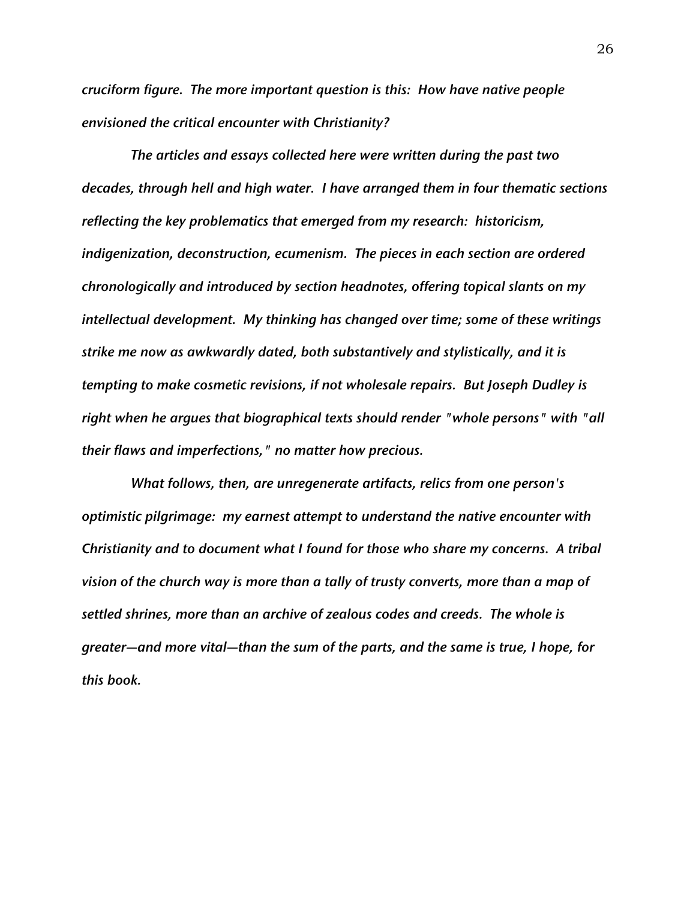*cruciform figure. The more important question is this: How have native people envisioned the critical encounter with Christianity?*

*The articles and essays collected here were written during the past two decades, through hell and high water. I have arranged them in four thematic sections reflecting the key problematics that emerged from my research: historicism, indigenization, deconstruction, ecumenism. The pieces in each section are ordered chronologically and introduced by section headnotes, offering topical slants on my intellectual development. My thinking has changed over time; some of these writings strike me now as awkwardly dated, both substantively and stylistically, and it is tempting to make cosmetic revisions, if not wholesale repairs. But Joseph Dudley is right when he argues that biographical texts should render "whole persons" with "all their flaws and imperfections," no matter how precious.*

*What follows, then, are unregenerate artifacts, relics from one person's optimistic pilgrimage: my earnest attempt to understand the native encounter with Christianity and to document what I found for those who share my concerns. A tribal vision of the church way is more than a tally of trusty converts, more than a map of settled shrines, more than an archive of zealous codes and creeds. The whole is greater—and more vital—than the sum of the parts, and the same is true, I hope, for this book.*